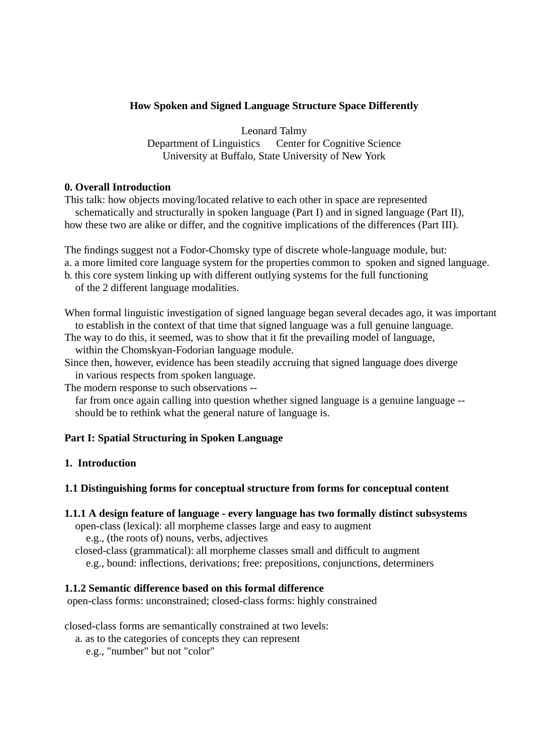# How Spoken and Signed Language Structure Space Differently

Leonard Talmy
Department of Linguistics   Center for Cognitive Science
University at Buffalo, State University of New York

## 0. Overall Introduction

This talk: how objects moving/located relative to each other in space are represented
  schematically and structurally in spoken language (Part I) and in signed language (Part II),
how these two are alike or differ, and the cognitive implications of the differences (Part III).

The findings suggest not a Fodor-Chomsky type of discrete whole-language module, but:
a. a more limited core language system for the properties common to spoken and signed language.
b. this core system linking up with different outlying systems for the full functioning
  of the 2 different language modalities.

When formal linguistic investigation of signed language began several decades ago, it was important
  to establish in the context of that time that signed language was a full genuine language.
The way to do this, it seemed, was to show that it fit the prevailing model of language,
  within the Chomskyan-Fodorian language module.
Since then, however, evidence has been steadily accruing that signed language does diverge
  in various respects from spoken language.
The modern response to such observations --
  far from once again calling into question whether signed language is a genuine language --
  should be to rethink what the general nature of language is.

## Part I: Spatial Structuring in Spoken Language

### 1. Introduction

### 1.1 Distinguishing forms for conceptual structure from forms for conceptual content

#### 1.1.1 A design feature of language - every language has two formally distinct subsystems

  open-class (lexical): all morpheme classes large and easy to augment
    e.g., (the roots of) nouns, verbs, adjectives
  closed-class (grammatical): all morpheme classes small and difficult to augment
    e.g., bound: inflections, derivations; free: prepositions, conjunctions, determiners

#### 1.1.2 Semantic difference based on this formal difference

open-class forms: unconstrained; closed-class forms: highly constrained

closed-class forms are semantically constrained at two levels:
  a. as to the categories of concepts they can represent
    e.g., "number" but not "color"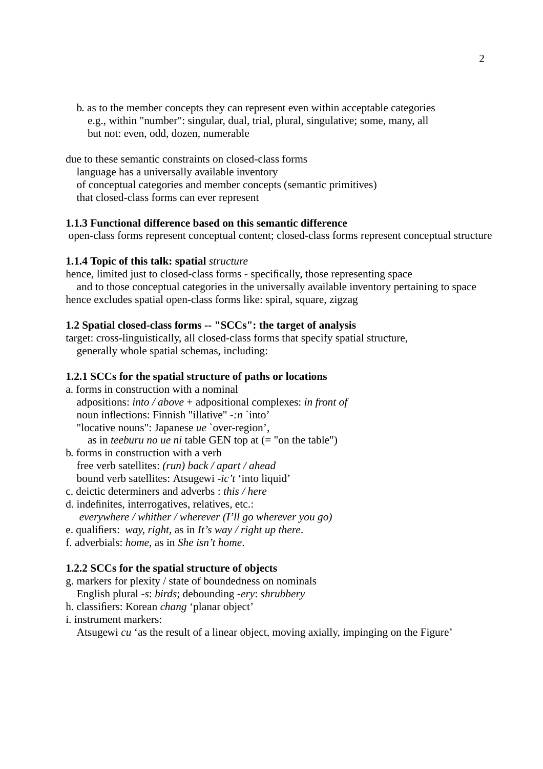b. as to the member concepts they can represent even within acceptable categories
    e.g., within "number": singular, dual, trial, plural, singulative; some, many, all
    but not: even, odd, dozen, numerable

due to these semantic constraints on closed-class forms
  language has a universally available inventory
  of conceptual categories and member concepts (semantic primitives)
  that closed-class forms can ever represent

**1.1.3 Functional difference based on this semantic difference**
open-class forms represent conceptual content; closed-class forms represent conceptual structure

**1.1.4 Topic of this talk: spatial** ***structure***
hence, limited just to closed-class forms - specifically, those representing space
  and to those conceptual categories in the universally available inventory pertaining to space
hence excludes spatial open-class forms like: spiral, square, zigzag

**1.2 Spatial closed-class forms -- "SCCs": the target of analysis**
target: cross-linguistically, all closed-class forms that specify spatial structure,
  generally whole spatial schemas, including:

**1.2.1 SCCs for the spatial structure of paths or locations**
a. forms in construction with a nominal
  adpositions: *into / above* + adpositional complexes: *in front of*
  noun inflections: Finnish "illative" *-:n* `into'
  "locative nouns": Japanese *ue* `over-region',
    as in *teeburu no ue ni* table GEN top at (= "on the table")
b. forms in construction with a verb
  free verb satellites: *(run) back / apart / ahead*
  bound verb satellites: Atsugewi *-ic't* 'into liquid'
c. deictic determiners and adverbs : *this / here*
d. indefinites, interrogatives, relatives, etc.:
  *everywhere / whither / wherever (I'll go wherever you go)*
e. qualifiers: *way*, *right*, as in *It's way / right up there*.
f. adverbials: *home*, as in *She isn't home*.

**1.2.2 SCCs for the spatial structure of objects**
g. markers for plexity / state of boundedness on nominals
  English plural *-s*: *birds*; debounding *-ery*: *shrubbery*
h. classifiers: Korean *chang* 'planar object'
i. instrument markers:
  Atsugewi *cu* 'as the result of a linear object, moving axially, impinging on the Figure'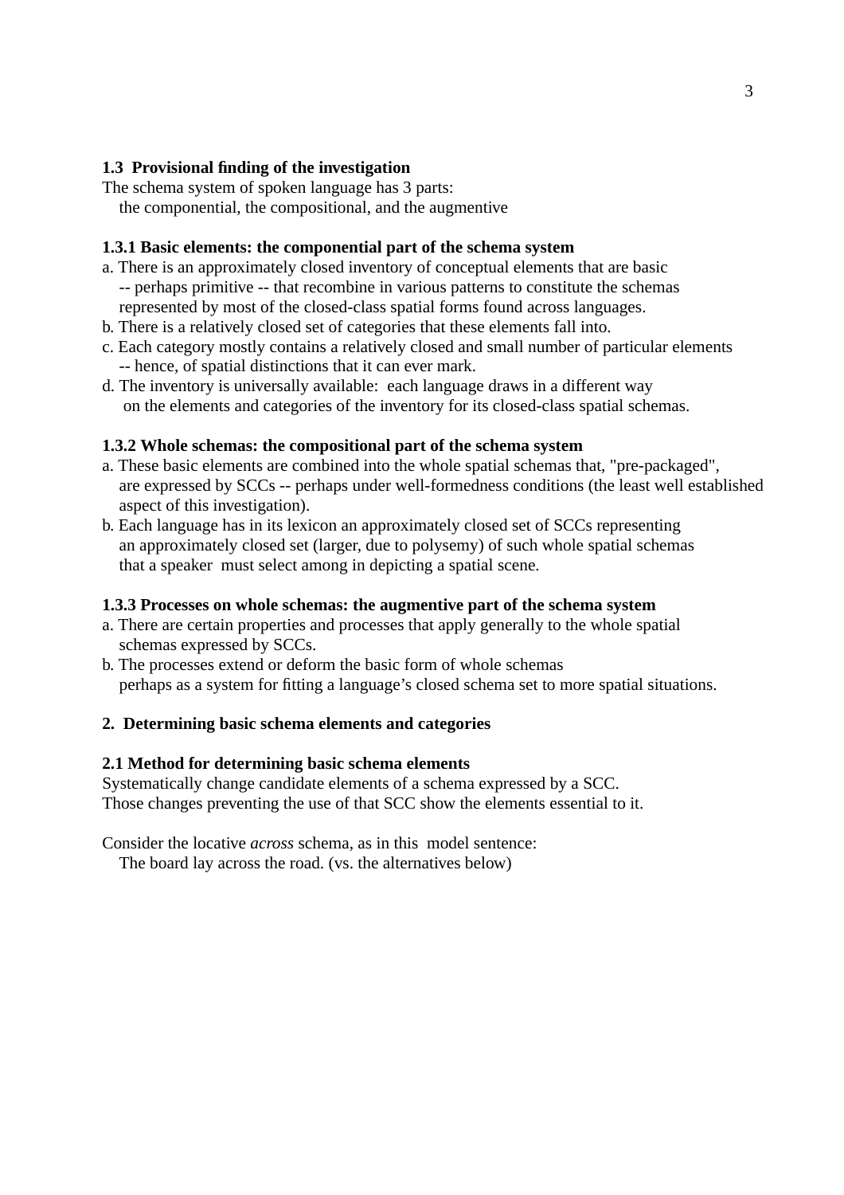**1.3 Provisional finding of the investigation**

The schema system of spoken language has 3 parts:
the componential, the compositional, and the augmentive

**1.3.1 Basic elements: the componential part of the schema system**

a. There is an approximately closed inventory of conceptual elements that are basic -- perhaps primitive -- that recombine in various patterns to constitute the schemas represented by most of the closed-class spatial forms found across languages.
b. There is a relatively closed set of categories that these elements fall into.
c. Each category mostly contains a relatively closed and small number of particular elements -- hence, of spatial distinctions that it can ever mark.
d. The inventory is universally available: each language draws in a different way on the elements and categories of the inventory for its closed-class spatial schemas.

**1.3.2 Whole schemas: the compositional part of the schema system**

a. These basic elements are combined into the whole spatial schemas that, "pre-packaged", are expressed by SCCs -- perhaps under well-formedness conditions (the least well established aspect of this investigation).
b. Each language has in its lexicon an approximately closed set of SCCs representing an approximately closed set (larger, due to polysemy) of such whole spatial schemas that a speaker must select among in depicting a spatial scene.

**1.3.3 Processes on whole schemas: the augmentive part of the schema system**

a. There are certain properties and processes that apply generally to the whole spatial schemas expressed by SCCs.
b. The processes extend or deform the basic form of whole schemas perhaps as a system for fitting a language's closed schema set to more spatial situations.

**2. Determining basic schema elements and categories**

**2.1 Method for determining basic schema elements**

Systematically change candidate elements of a schema expressed by a SCC.
Those changes preventing the use of that SCC show the elements essential to it.

Consider the locative *across* schema, as in this model sentence:
The board lay across the road. (vs. the alternatives below)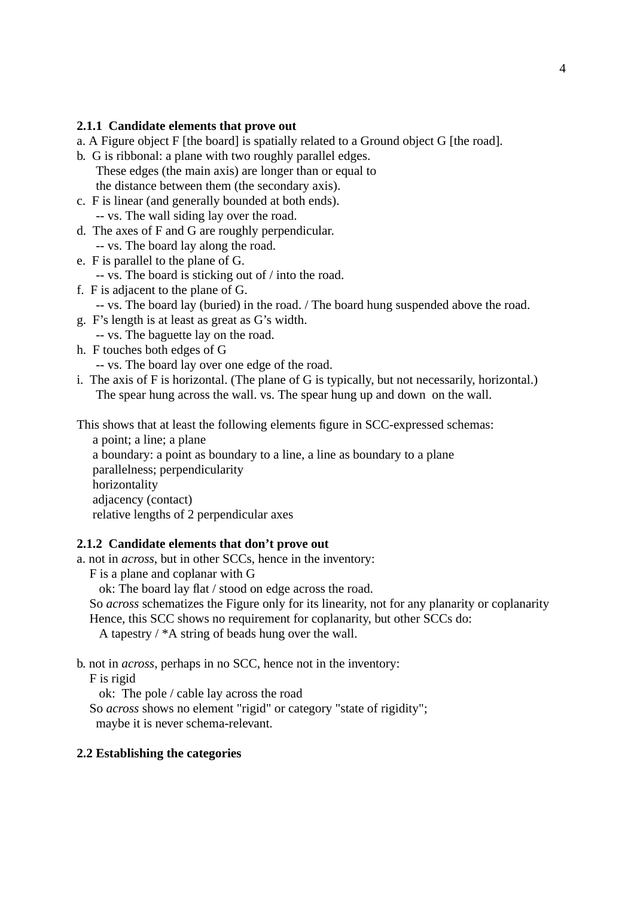### 2.1.1 Candidate elements that prove out

a. A Figure object F [the board] is spatially related to a Ground object G [the road].

b. G is ribbonal: a plane with two roughly parallel edges.
   These edges (the main axis) are longer than or equal to
   the distance between them (the secondary axis).

c. F is linear (and generally bounded at both ends).
   -- vs. The wall siding lay over the road.

d. The axes of F and G are roughly perpendicular.
   -- vs. The board lay along the road.

e. F is parallel to the plane of G.
   -- vs. The board is sticking out of / into the road.

f. F is adjacent to the plane of G.
   -- vs. The board lay (buried) in the road. / The board hung suspended above the road.

g. F's length is at least as great as G's width.
   -- vs. The baguette lay on the road.

h. F touches both edges of G
   -- vs. The board lay over one edge of the road.

i. The axis of F is horizontal. (The plane of G is typically, but not necessarily, horizontal.)
   The spear hung across the wall. vs. The spear hung up and down on the wall.

This shows that at least the following elements figure in SCC-expressed schemas:

- a point; a line; a plane
- a boundary: a point as boundary to a line, a line as boundary to a plane
- parallelness; perpendicularity
- horizontality
- adjacency (contact)
- relative lengths of 2 perpendicular axes

### 2.1.2 Candidate elements that don't prove out

a. not in *across*, but in other SCCs, hence in the inventory:
   F is a plane and coplanar with G
      ok: The board lay flat / stood on edge across the road.
   So *across* schematizes the Figure only for its linearity, not for any planarity or coplanarity
   Hence, this SCC shows no requirement for coplanarity, but other SCCs do:
      A tapestry / *A string of beads hung over the wall.

b. not in *across*, perhaps in no SCC, hence not in the inventory:
   F is rigid
      ok: The pole / cable lay across the road
   So *across* shows no element "rigid" or category "state of rigidity";
   maybe it is never schema-relevant.

### 2.2 Establishing the categories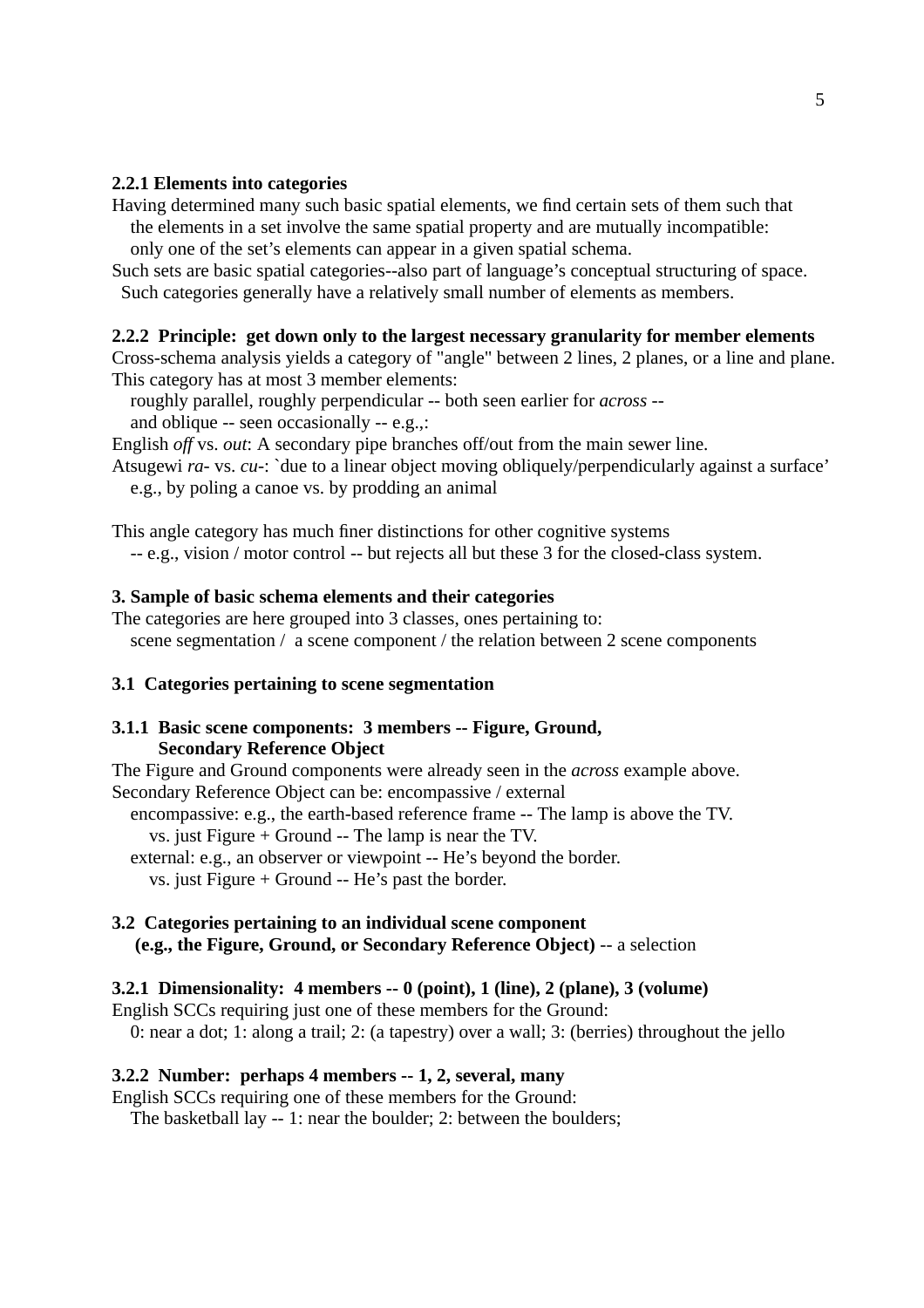### 2.2.1 Elements into categories

Having determined many such basic spatial elements, we find certain sets of them such that
the elements in a set involve the same spatial property and are mutually incompatible:
only one of the set's elements can appear in a given spatial schema.

Such sets are basic spatial categories--also part of language's conceptual structuring of space.
Such categories generally have a relatively small number of elements as members.

### 2.2.2 Principle: get down only to the largest necessary granularity for member elements

Cross-schema analysis yields a category of "angle" between 2 lines, 2 planes, or a line and plane.
This category has at most 3 member elements:
roughly parallel, roughly perpendicular -- both seen earlier for *across* --
and oblique -- seen occasionally -- e.g.,:

English *off* vs. *out*: A secondary pipe branches off/out from the main sewer line.

Atsugewi *ra-* vs. *cu-*: `due to a linear object moving obliquely/perpendicularly against a surface'
e.g., by poling a canoe vs. by prodding an animal

This angle category has much finer distinctions for other cognitive systems
-- e.g., vision / motor control -- but rejects all but these 3 for the closed-class system.

## 3. Sample of basic schema elements and their categories

The categories are here grouped into 3 classes, ones pertaining to:
scene segmentation / a scene component / the relation between 2 scene components

### 3.1 Categories pertaining to scene segmentation

#### 3.1.1 Basic scene components: 3 members -- Figure, Ground, Secondary Reference Object

The Figure and Ground components were already seen in the *across* example above.

Secondary Reference Object can be: encompassive / external
encompassive: e.g., the earth-based reference frame -- The lamp is above the TV.
vs. just Figure + Ground -- The lamp is near the TV.
external: e.g., an observer or viewpoint -- He's beyond the border.
vs. just Figure + Ground -- He's past the border.

### 3.2 Categories pertaining to an individual scene component **(e.g., the Figure, Ground, or Secondary Reference Object)** -- a selection

#### 3.2.1 Dimensionality: 4 members -- 0 (point), 1 (line), 2 (plane), 3 (volume)

English SCCs requiring just one of these members for the Ground:
0: near a dot; 1: along a trail; 2: (a tapestry) over a wall; 3: (berries) throughout the jello

#### 3.2.2 Number: perhaps 4 members -- 1, 2, several, many

English SCCs requiring one of these members for the Ground:
The basketball lay -- 1: near the boulder; 2: between the boulders;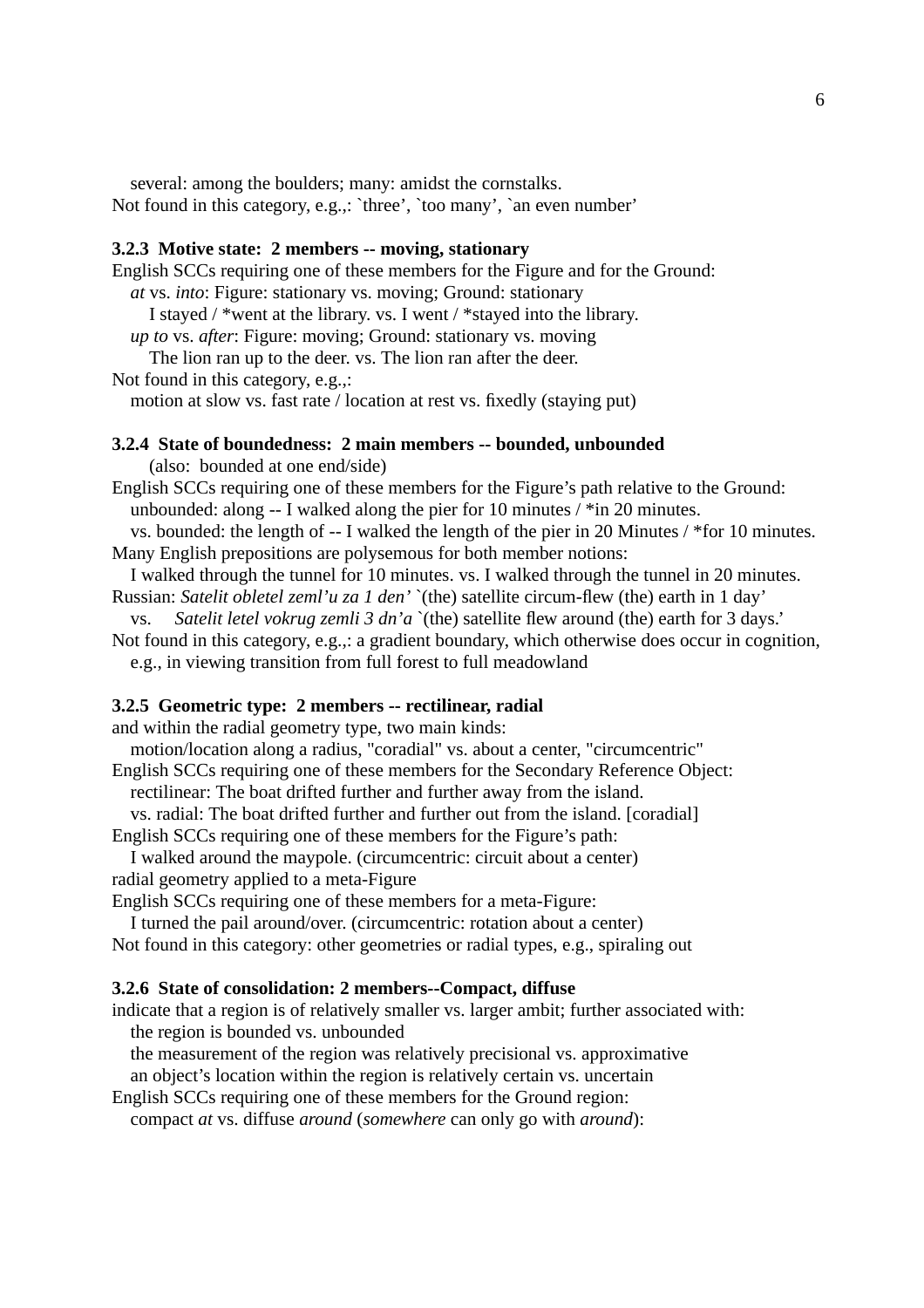several: among the boulders; many: amidst the cornstalks.
Not found in this category, e.g.,: `three’, `too many’, `an even number’

**3.2.3 Motive state: 2 members -- moving, stationary**

English SCCs requiring one of these members for the Figure and for the Ground:
*at* vs. *into*: Figure: stationary vs. moving; Ground: stationary
I stayed / *went at the library. vs. I went / *stayed into the library.
*up to* vs. *after*: Figure: moving; Ground: stationary vs. moving
The lion ran up to the deer. vs. The lion ran after the deer.
Not found in this category, e.g.,:
motion at slow vs. fast rate / location at rest vs. fixedly (staying put)

**3.2.4 State of boundedness: 2 main members -- bounded, unbounded**
(also: bounded at one end/side)

English SCCs requiring one of these members for the Figure’s path relative to the Ground:
unbounded: along -- I walked along the pier for 10 minutes / *in 20 minutes.
vs. bounded: the length of -- I walked the length of the pier in 20 Minutes / *for 10 minutes.
Many English prepositions are polysemous for both member notions:
I walked through the tunnel for 10 minutes. vs. I walked through the tunnel in 20 minutes.
Russian: *Satelit obletel zeml’u za 1 den’* `(the) satellite circum-flew (the) earth in 1 day’
vs. *Satelit letel vokrug zemli 3 dn’a* `(the) satellite flew around (the) earth for 3 days.’
Not found in this category, e.g.,: a gradient boundary, which otherwise does occur in cognition, e.g., in viewing transition from full forest to full meadowland

**3.2.5 Geometric type: 2 members -- rectilinear, radial**

and within the radial geometry type, two main kinds:
motion/location along a radius, "coradial" vs. about a center, "circumcentric"
English SCCs requiring one of these members for the Secondary Reference Object:
rectilinear: The boat drifted further and further away from the island.
vs. radial: The boat drifted further and further out from the island. [coradial]
English SCCs requiring one of these members for the Figure’s path:
I walked around the maypole. (circumcentric: circuit about a center)
radial geometry applied to a meta-Figure
English SCCs requiring one of these members for a meta-Figure:
I turned the pail around/over. (circumcentric: rotation about a center)
Not found in this category: other geometries or radial types, e.g., spiraling out

**3.2.6 State of consolidation: 2 members--Compact, diffuse**

indicate that a region is of relatively smaller vs. larger ambit; further associated with:
the region is bounded vs. unbounded
the measurement of the region was relatively precisional vs. approximative
an object’s location within the region is relatively certain vs. uncertain
English SCCs requiring one of these members for the Ground region:
compact *at* vs. diffuse *around* (*somewhere* can only go with *around*):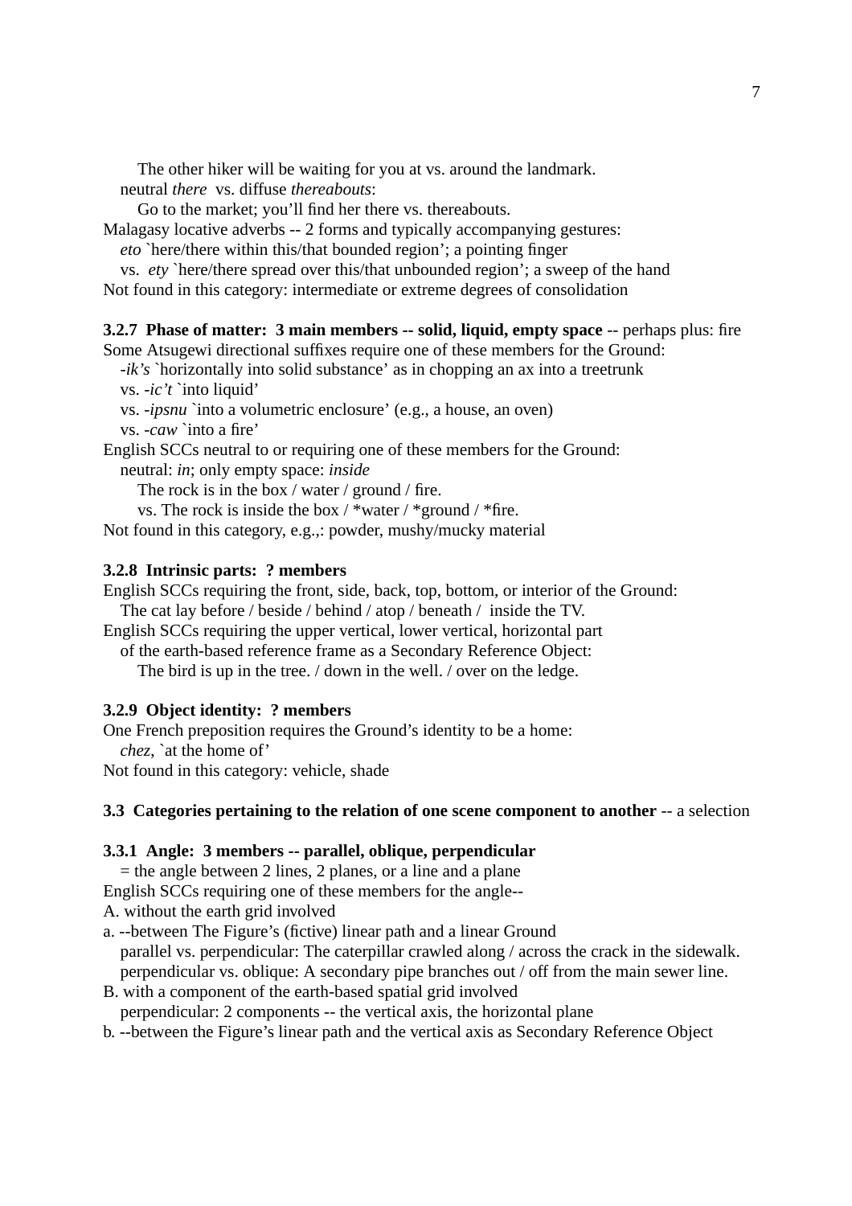The other hiker will be waiting for you at vs. around the landmark.

neutral *there* vs. diffuse *thereabouts*:

Go to the market; you'll find her there vs. thereabouts.

Malagasy locative adverbs -- 2 forms and typically accompanying gestures:

*eto* `here/there within this/that bounded region'; a pointing finger

vs. *ety* `here/there spread over this/that unbounded region'; a sweep of the hand

Not found in this category: intermediate or extreme degrees of consolidation

**3.2.7 Phase of matter: 3 main members -- solid, liquid, empty space** -- perhaps plus: fire

Some Atsugewi directional suffixes require one of these members for the Ground:

*-ik's* `horizontally into solid substance' as in chopping an ax into a treetrunk

vs. *-ic't* `into liquid'

vs. *-ipsnu* `into a volumetric enclosure' (e.g., a house, an oven)

vs. *-caw* `into a fire'

English SCCs neutral to or requiring one of these members for the Ground:

neutral: *in*; only empty space: *inside*

The rock is in the box / water / ground / fire.

vs. The rock is inside the box / *water / *ground / *fire.

Not found in this category, e.g.,: powder, mushy/mucky material

**3.2.8 Intrinsic parts: ? members**

English SCCs requiring the front, side, back, top, bottom, or interior of the Ground:

The cat lay before / beside / behind / atop / beneath / inside the TV.

English SCCs requiring the upper vertical, lower vertical, horizontal part of the earth-based reference frame as a Secondary Reference Object:

The bird is up in the tree. / down in the well. / over on the ledge.

**3.2.9 Object identity: ? members**

One French preposition requires the Ground's identity to be a home:

*chez*, `at the home of'

Not found in this category: vehicle, shade

**3.3 Categories pertaining to the relation of one scene component to another** -- a selection

**3.3.1 Angle: 3 members -- parallel, oblique, perpendicular**

= the angle between 2 lines, 2 planes, or a line and a plane

English SCCs requiring one of these members for the angle--

A. without the earth grid involved

a. --between The Figure's (fictive) linear path and a linear Ground

parallel vs. perpendicular: The caterpillar crawled along / across the crack in the sidewalk.

perpendicular vs. oblique: A secondary pipe branches out / off from the main sewer line.

B. with a component of the earth-based spatial grid involved

perpendicular: 2 components -- the vertical axis, the horizontal plane

b. --between the Figure's linear path and the vertical axis as Secondary Reference Object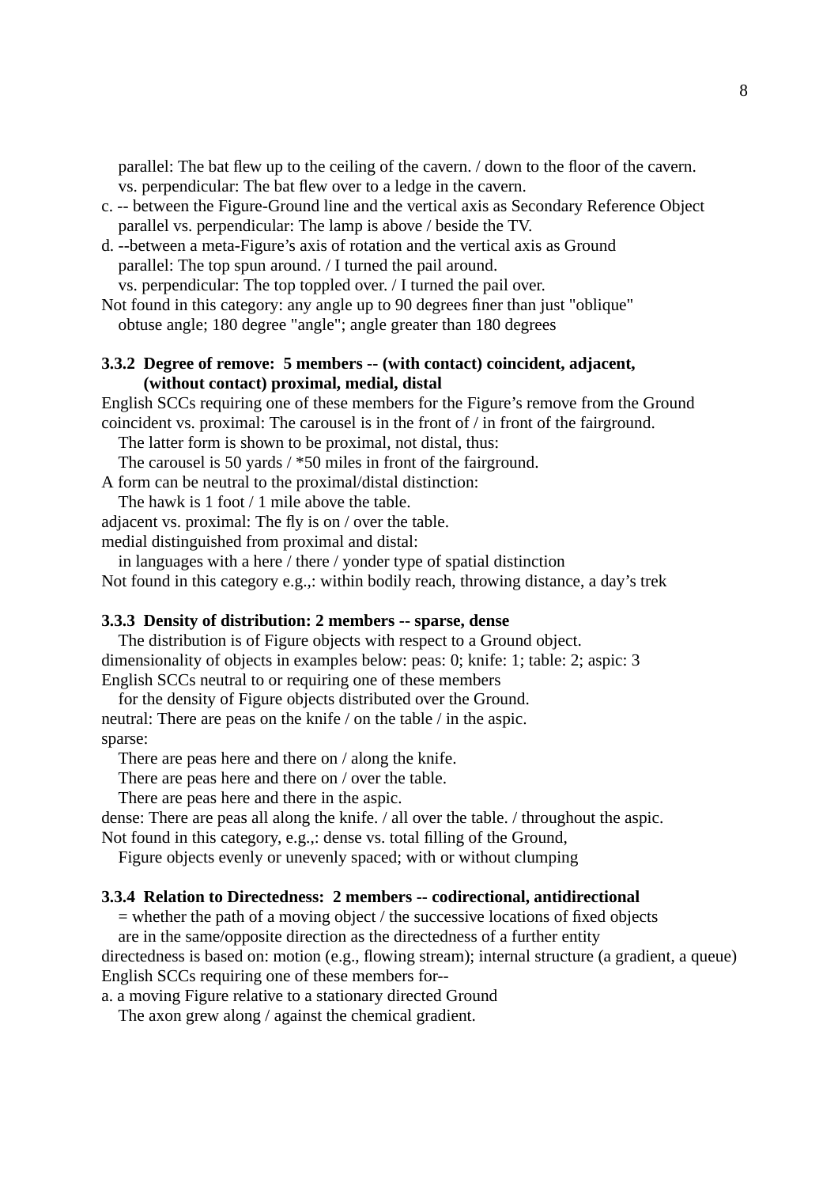parallel: The bat flew up to the ceiling of the cavern. / down to the floor of the cavern.
vs. perpendicular: The bat flew over to a ledge in the cavern.

c. -- between the Figure-Ground line and the vertical axis as Secondary Reference Object
parallel vs. perpendicular: The lamp is above / beside the TV.

d. --between a meta-Figure's axis of rotation and the vertical axis as Ground
parallel: The top spun around. / I turned the pail around.
vs. perpendicular: The top toppled over. / I turned the pail over.

Not found in this category: any angle up to 90 degrees finer than just "oblique"
obtuse angle; 180 degree "angle"; angle greater than 180 degrees

**3.3.2 Degree of remove: 5 members -- (with contact) coincident, adjacent, (without contact) proximal, medial, distal**

English SCCs requiring one of these members for the Figure's remove from the Ground
coincident vs. proximal: The carousel is in the front of / in front of the fairground.
The latter form is shown to be proximal, not distal, thus:
The carousel is 50 yards / *50 miles in front of the fairground.
A form can be neutral to the proximal/distal distinction:
The hawk is 1 foot / 1 mile above the table.
adjacent vs. proximal: The fly is on / over the table.
medial distinguished from proximal and distal:
in languages with a here / there / yonder type of spatial distinction
Not found in this category e.g.,: within bodily reach, throwing distance, a day's trek

**3.3.3 Density of distribution: 2 members -- sparse, dense**

The distribution is of Figure objects with respect to a Ground object.
dimensionality of objects in examples below: peas: 0; knife: 1; table: 2; aspic: 3
English SCCs neutral to or requiring one of these members
for the density of Figure objects distributed over the Ground.
neutral: There are peas on the knife / on the table / in the aspic.
sparse:
There are peas here and there on / along the knife.
There are peas here and there on / over the table.
There are peas here and there in the aspic.
dense: There are peas all along the knife. / all over the table. / throughout the aspic.
Not found in this category, e.g.,: dense vs. total filling of the Ground,
Figure objects evenly or unevenly spaced; with or without clumping

**3.3.4 Relation to Directedness: 2 members -- codirectional, antidirectional**

= whether the path of a moving object / the successive locations of fixed objects
are in the same/opposite direction as the directedness of a further entity
directedness is based on: motion (e.g., flowing stream); internal structure (a gradient, a queue)
English SCCs requiring one of these members for--

a. a moving Figure relative to a stationary directed Ground
The axon grew along / against the chemical gradient.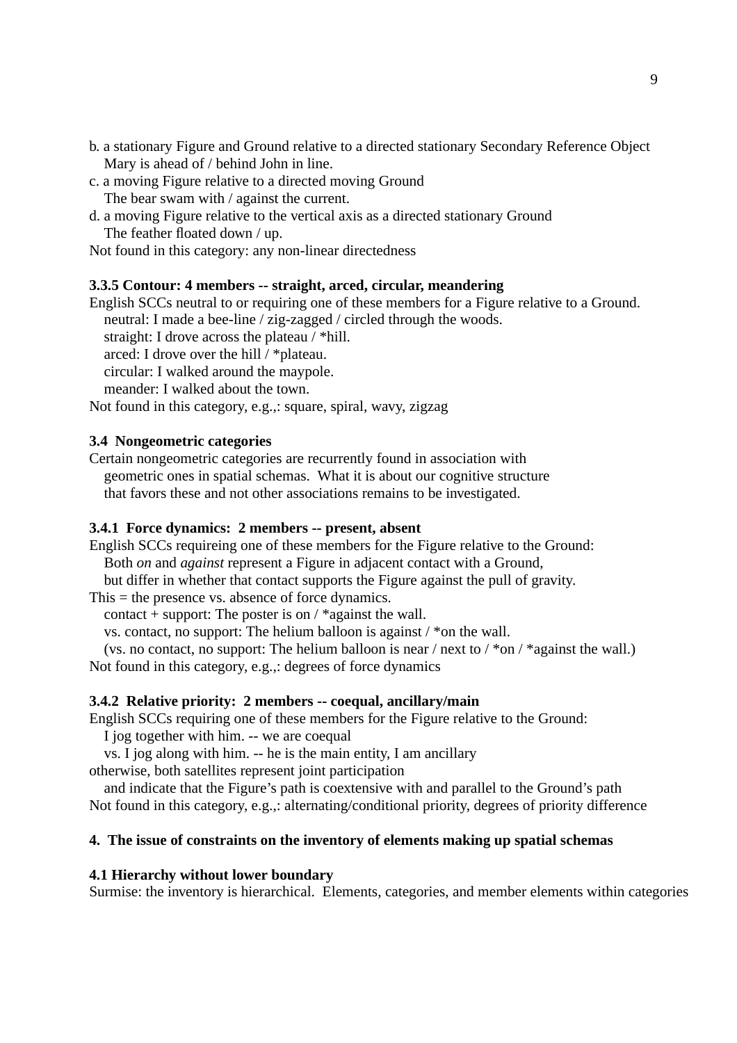b. a stationary Figure and Ground relative to a directed stationary Secondary Reference Object
  Mary is ahead of / behind John in line.
c. a moving Figure relative to a directed moving Ground
  The bear swam with / against the current.
d. a moving Figure relative to the vertical axis as a directed stationary Ground
  The feather floated down / up.
Not found in this category: any non-linear directedness

**3.3.5 Contour: 4 members -- straight, arced, circular, meandering**

English SCCs neutral to or requiring one of these members for a Figure relative to a Ground.
  neutral: I made a bee-line / zig-zagged / circled through the woods.
  straight: I drove across the plateau / *hill.
  arced: I drove over the hill / *plateau.
  circular: I walked around the maypole.
  meander: I walked about the town.
Not found in this category, e.g.,: square, spiral, wavy, zigzag

**3.4 Nongeometric categories**

Certain nongeometric categories are recurrently found in association with
  geometric ones in spatial schemas. What it is about our cognitive structure
  that favors these and not other associations remains to be investigated.

**3.4.1 Force dynamics: 2 members -- present, absent**

English SCCs requireing one of these members for the Figure relative to the Ground:
  Both *on* and *against* represent a Figure in adjacent contact with a Ground,
  but differ in whether that contact supports the Figure against the pull of gravity.
This = the presence vs. absence of force dynamics.
  contact + support: The poster is on / *against the wall.
  vs. contact, no support: The helium balloon is against / *on the wall.
  (vs. no contact, no support: The helium balloon is near / next to / *on / *against the wall.)
Not found in this category, e.g.,: degrees of force dynamics

**3.4.2 Relative priority: 2 members -- coequal, ancillary/main**

English SCCs requiring one of these members for the Figure relative to the Ground:
  I jog together with him. -- we are coequal
  vs. I jog along with him. -- he is the main entity, I am ancillary
otherwise, both satellites represent joint participation
  and indicate that the Figure's path is coextensive with and parallel to the Ground's path
Not found in this category, e.g.,: alternating/conditional priority, degrees of priority difference

**4. The issue of constraints on the inventory of elements making up spatial schemas**

**4.1 Hierarchy without lower boundary**

Surmise: the inventory is hierarchical. Elements, categories, and member elements within categories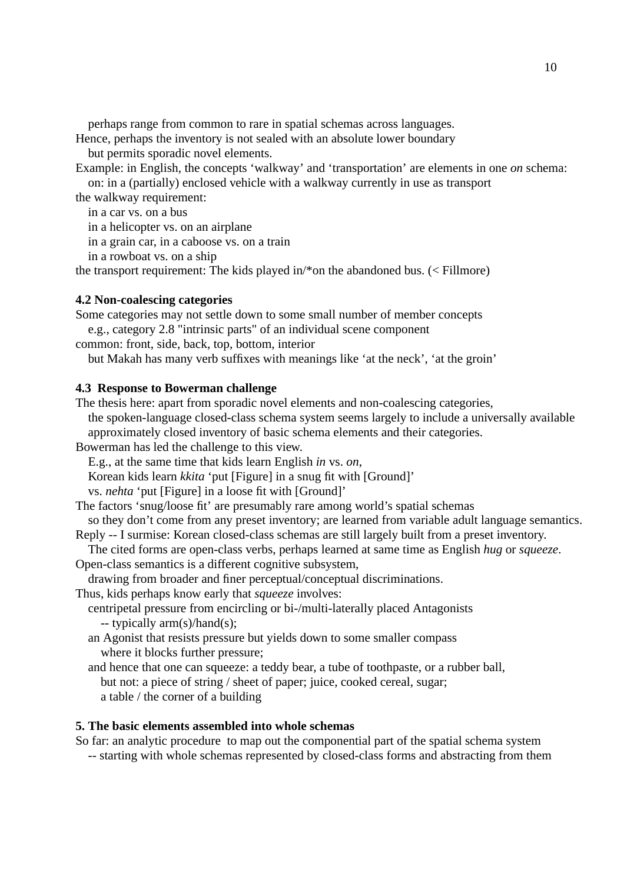perhaps range from common to rare in spatial schemas across languages.
Hence, perhaps the inventory is not sealed with an absolute lower boundary
but permits sporadic novel elements.
Example: in English, the concepts 'walkway' and 'transportation' are elements in one *on* schema:
on: in a (partially) enclosed vehicle with a walkway currently in use as transport
the walkway requirement:
in a car vs. on a bus
in a helicopter vs. on an airplane
in a grain car, in a caboose vs. on a train
in a rowboat vs. on a ship
the transport requirement: The kids played in/*on the abandoned bus. (< Fillmore)

**4.2 Non-coalescing categories**
Some categories may not settle down to some small number of member concepts
e.g., category 2.8 "intrinsic parts" of an individual scene component
common: front, side, back, top, bottom, interior
but Makah has many verb suffixes with meanings like 'at the neck', 'at the groin'

**4.3 Response to Bowerman challenge**
The thesis here: apart from sporadic novel elements and non-coalescing categories,
the spoken-language closed-class schema system seems largely to include a universally available approximately closed inventory of basic schema elements and their categories.
Bowerman has led the challenge to this view.
E.g., at the same time that kids learn English *in* vs. *on*,
Korean kids learn *kkita* 'put [Figure] in a snug fit with [Ground]'
vs. *nehta* 'put [Figure] in a loose fit with [Ground]'
The factors 'snug/loose fit' are presumably rare among world's spatial schemas
so they don't come from any preset inventory; are learned from variable adult language semantics.
Reply -- I surmise: Korean closed-class schemas are still largely built from a preset inventory.
The cited forms are open-class verbs, perhaps learned at same time as English *hug* or *squeeze*.
Open-class semantics is a different cognitive subsystem,
drawing from broader and finer perceptual/conceptual discriminations.
Thus, kids perhaps know early that *squeeze* involves:
centripetal pressure from encircling or bi-/multi-laterally placed Antagonists
-- typically arm(s)/hand(s);
an Agonist that resists pressure but yields down to some smaller compass
where it blocks further pressure;
and hence that one can squeeze: a teddy bear, a tube of toothpaste, or a rubber ball,
but not: a piece of string / sheet of paper; juice, cooked cereal, sugar;
a table / the corner of a building

**5. The basic elements assembled into whole schemas**
So far: an analytic procedure to map out the componential part of the spatial schema system
-- starting with whole schemas represented by closed-class forms and abstracting from them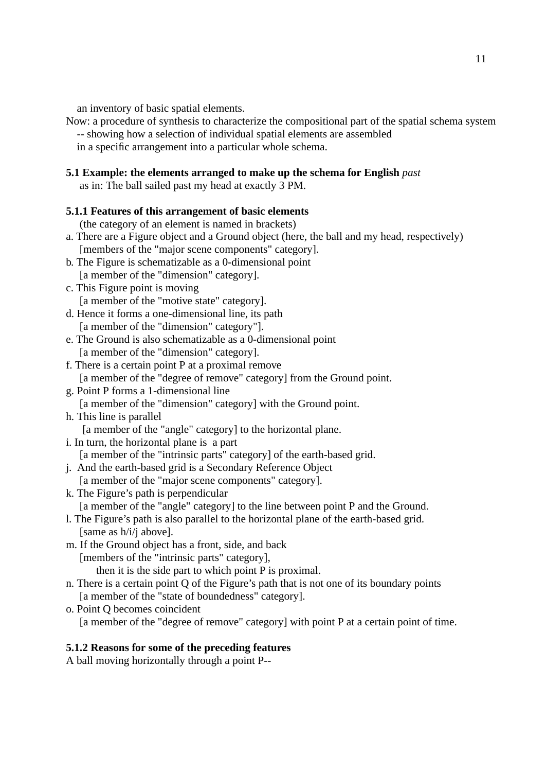an inventory of basic spatial elements.

Now: a procedure of synthesis to characterize the compositional part of the spatial schema system
-- showing how a selection of individual spatial elements are assembled
in a specific arrangement into a particular whole schema.

### 5.1 Example: the elements arranged to make up the schema for English *past*

as in: The ball sailed past my head at exactly 3 PM.

#### 5.1.1 Features of this arrangement of basic elements

(the category of an element is named in brackets)

a. There are a Figure object and a Ground object (here, the ball and my head, respectively)
[members of the "major scene components" category].
b. The Figure is schematizable as a 0-dimensional point
[a member of the "dimension" category].
c. This Figure point is moving
[a member of the "motive state" category].
d. Hence it forms a one-dimensional line, its path
[a member of the "dimension" category"].
e. The Ground is also schematizable as a 0-dimensional point
[a member of the "dimension" category].
f. There is a certain point P at a proximal remove
[a member of the "degree of remove" category] from the Ground point.
g. Point P forms a 1-dimensional line
[a member of the "dimension" category] with the Ground point.
h. This line is parallel
[a member of the "angle" category] to the horizontal plane.
i. In turn, the horizontal plane is a part
[a member of the "intrinsic parts" category] of the earth-based grid.
j. And the earth-based grid is a Secondary Reference Object
[a member of the "major scene components" category].
k. The Figure's path is perpendicular
[a member of the "angle" category] to the line between point P and the Ground.
l. The Figure's path is also parallel to the horizontal plane of the earth-based grid.
[same as h/i/j above].
m. If the Ground object has a front, side, and back
[members of the "intrinsic parts" category],
then it is the side part to which point P is proximal.
n. There is a certain point Q of the Figure's path that is not one of its boundary points
[a member of the "state of boundedness" category].
o. Point Q becomes coincident
[a member of the "degree of remove" category] with point P at a certain point of time.

#### 5.1.2 Reasons for some of the preceding features

A ball moving horizontally through a point P--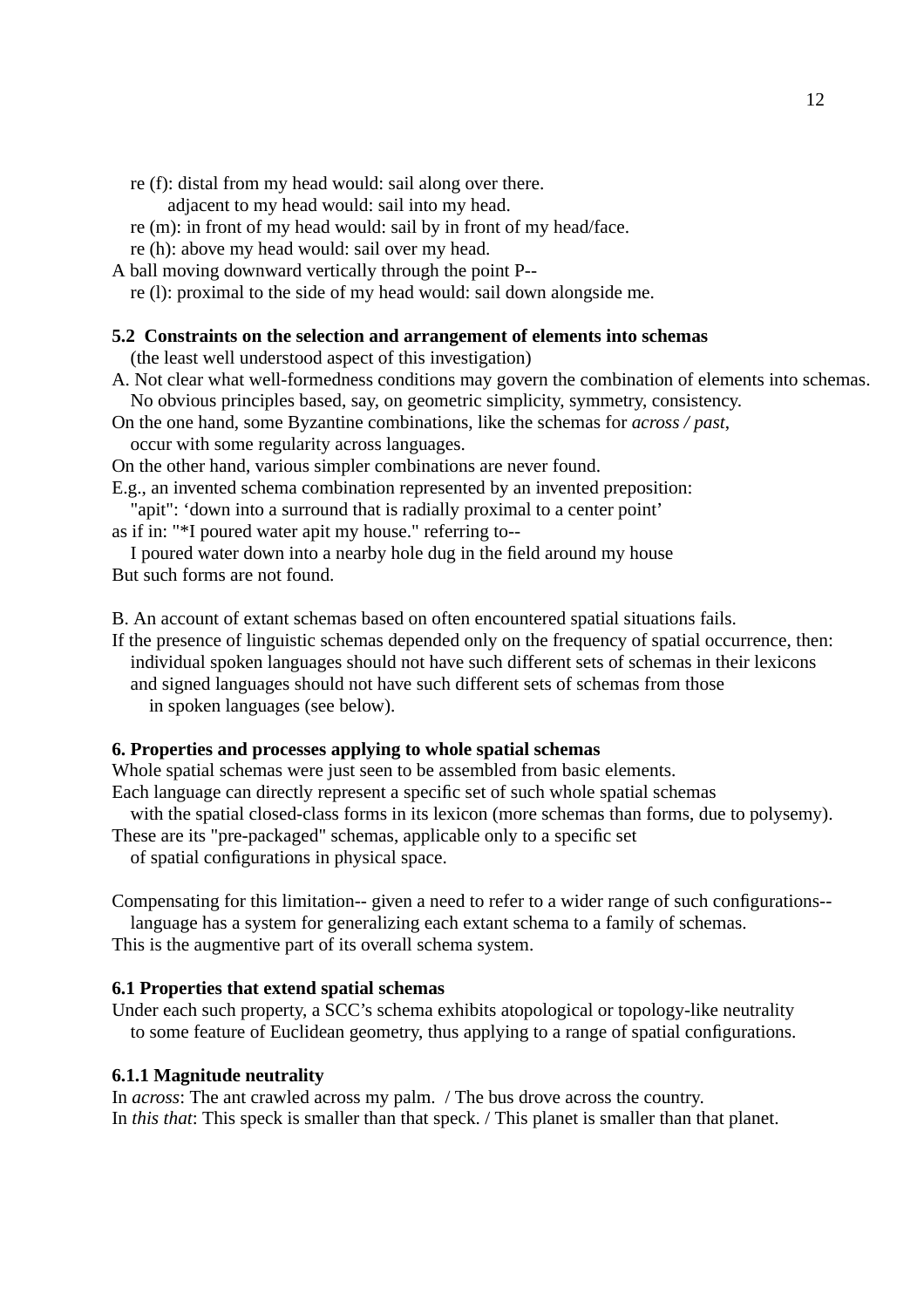re (f): distal from my head would: sail along over there.
adjacent to my head would: sail into my head.
re (m): in front of my head would: sail by in front of my head/face.
re (h): above my head would: sail over my head.
A ball moving downward vertically through the point P--
re (l): proximal to the side of my head would: sail down alongside me.

**5.2 Constraints on the selection and arrangement of elements into schemas**
(the least well understood aspect of this investigation)
A. Not clear what well-formedness conditions may govern the combination of elements into schemas.
No obvious principles based, say, on geometric simplicity, symmetry, consistency.
On the one hand, some Byzantine combinations, like the schemas for *across / past*,
occur with some regularity across languages.
On the other hand, various simpler combinations are never found.
E.g., an invented schema combination represented by an invented preposition:
"apit": 'down into a surround that is radially proximal to a center point'
as if in: "*I poured water apit my house." referring to--
I poured water down into a nearby hole dug in the field around my house
But such forms are not found.

B. An account of extant schemas based on often encountered spatial situations fails.
If the presence of linguistic schemas depended only on the frequency of spatial occurrence, then:
individual spoken languages should not have such different sets of schemas in their lexicons
and signed languages should not have such different sets of schemas from those
in spoken languages (see below).

**6. Properties and processes applying to whole spatial schemas**
Whole spatial schemas were just seen to be assembled from basic elements.
Each language can directly represent a specific set of such whole spatial schemas
with the spatial closed-class forms in its lexicon (more schemas than forms, due to polysemy).
These are its "pre-packaged" schemas, applicable only to a specific set
of spatial configurations in physical space.

Compensating for this limitation-- given a need to refer to a wider range of such configurations--
language has a system for generalizing each extant schema to a family of schemas.
This is the augmentive part of its overall schema system.

**6.1 Properties that extend spatial schemas**
Under each such property, a SCC's schema exhibits atopological or topology-like neutrality
to some feature of Euclidean geometry, thus applying to a range of spatial configurations.

**6.1.1 Magnitude neutrality**
In *across*: The ant crawled across my palm. / The bus drove across the country.
In *this that*: This speck is smaller than that speck. / This planet is smaller than that planet.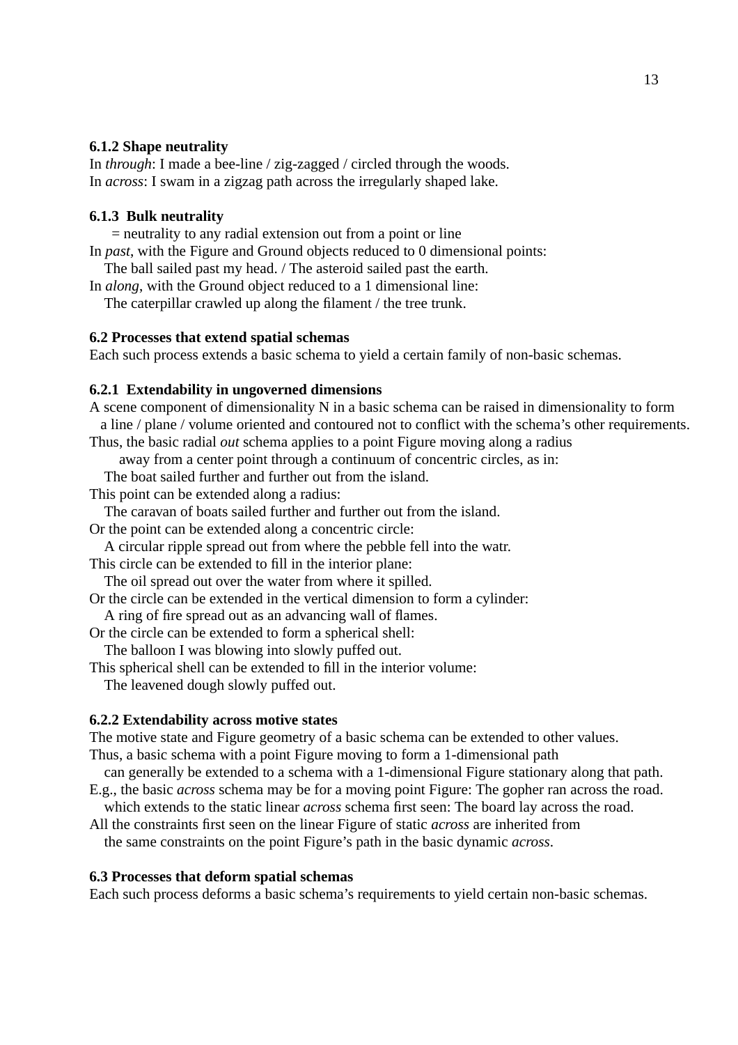#### 6.1.2 Shape neutrality

In *through*: I made a bee-line / zig-zagged / circled through the woods.
In *across*: I swam in a zigzag path across the irregularly shaped lake.

#### 6.1.3 Bulk neutrality

= neutrality to any radial extension out from a point or line

In *past*, with the Figure and Ground objects reduced to 0 dimensional points:
The ball sailed past my head. / The asteroid sailed past the earth.

In *along*, with the Ground object reduced to a 1 dimensional line:
The caterpillar crawled up along the filament / the tree trunk.

### 6.2 Processes that extend spatial schemas

Each such process extends a basic schema to yield a certain family of non-basic schemas.

#### 6.2.1 Extendability in ungoverned dimensions

A scene component of dimensionality N in a basic schema can be raised in dimensionality to form a line / plane / volume oriented and contoured not to conflict with the schema's other requirements.

Thus, the basic radial *out* schema applies to a point Figure moving along a radius away from a center point through a continuum of concentric circles, as in:
The boat sailed further and further out from the island.

This point can be extended along a radius:
The caravan of boats sailed further and further out from the island.

Or the point can be extended along a concentric circle:
A circular ripple spread out from where the pebble fell into the watr.

This circle can be extended to fill in the interior plane:
The oil spread out over the water from where it spilled.

Or the circle can be extended in the vertical dimension to form a cylinder:
A ring of fire spread out as an advancing wall of flames.

Or the circle can be extended to form a spherical shell:
The balloon I was blowing into slowly puffed out.

This spherical shell can be extended to fill in the interior volume:
The leavened dough slowly puffed out.

#### 6.2.2 Extendability across motive states

The motive state and Figure geometry of a basic schema can be extended to other values.

Thus, a basic schema with a point Figure moving to form a 1-dimensional path can generally be extended to a schema with a 1-dimensional Figure stationary along that path.

E.g., the basic *across* schema may be for a moving point Figure: The gopher ran across the road.
which extends to the static linear *across* schema first seen: The board lay across the road.

All the constraints first seen on the linear Figure of static *across* are inherited from the same constraints on the point Figure's path in the basic dynamic *across*.

### 6.3 Processes that deform spatial schemas

Each such process deforms a basic schema's requirements to yield certain non-basic schemas.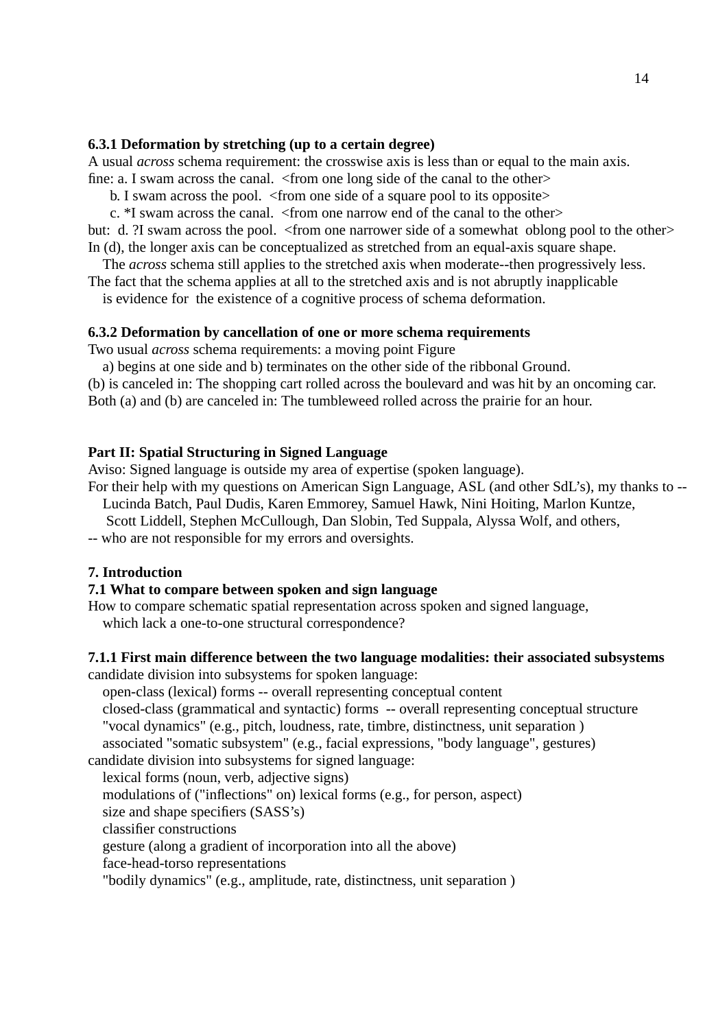### 6.3.1 Deformation by stretching (up to a certain degree)

A usual *across* schema requirement: the crosswise axis is less than or equal to the main axis.

fine: a. I swam across the canal. <from one long side of the canal to the other>

b. I swam across the pool. <from one side of a square pool to its opposite>

c. *I swam across the canal. <from one narrow end of the canal to the other>

but: d. ?I swam across the pool. <from one narrower side of a somewhat oblong pool to the other>

In (d), the longer axis can be conceptualized as stretched from an equal-axis square shape.

The *across* schema still applies to the stretched axis when moderate--then progressively less.

The fact that the schema applies at all to the stretched axis and is not abruptly inapplicable is evidence for the existence of a cognitive process of schema deformation.

### 6.3.2 Deformation by cancellation of one or more schema requirements

Two usual *across* schema requirements: a moving point Figure

a) begins at one side and b) terminates on the other side of the ribbonal Ground.

(b) is canceled in: The shopping cart rolled across the boulevard and was hit by an oncoming car.

Both (a) and (b) are canceled in: The tumbleweed rolled across the prairie for an hour.

## Part II: Spatial Structuring in Signed Language

Aviso: Signed language is outside my area of expertise (spoken language).

For their help with my questions on American Sign Language, ASL (and other SdL's), my thanks to --

Lucinda Batch, Paul Dudis, Karen Emmorey, Samuel Hawk, Nini Hoiting, Marlon Kuntze, Scott Liddell, Stephen McCullough, Dan Slobin, Ted Suppala, Alyssa Wolf, and others,

-- who are not responsible for my errors and oversights.

## 7. Introduction

### 7.1 What to compare between spoken and sign language

How to compare schematic spatial representation across spoken and signed language, which lack a one-to-one structural correspondence?

#### 7.1.1 First main difference between the two language modalities: their associated subsystems

candidate division into subsystems for spoken language:

- open-class (lexical) forms -- overall representing conceptual content
- closed-class (grammatical and syntactic) forms -- overall representing conceptual structure
- "vocal dynamics" (e.g., pitch, loudness, rate, timbre, distinctness, unit separation )
- associated "somatic subsystem" (e.g., facial expressions, "body language", gestures)

candidate division into subsystems for signed language:

- lexical forms (noun, verb, adjective signs)
- modulations of ("inflections" on) lexical forms (e.g., for person, aspect)
- size and shape specifiers (SASS's)
- classifier constructions
- gesture (along a gradient of incorporation into all the above)
- face-head-torso representations
- "bodily dynamics" (e.g., amplitude, rate, distinctness, unit separation )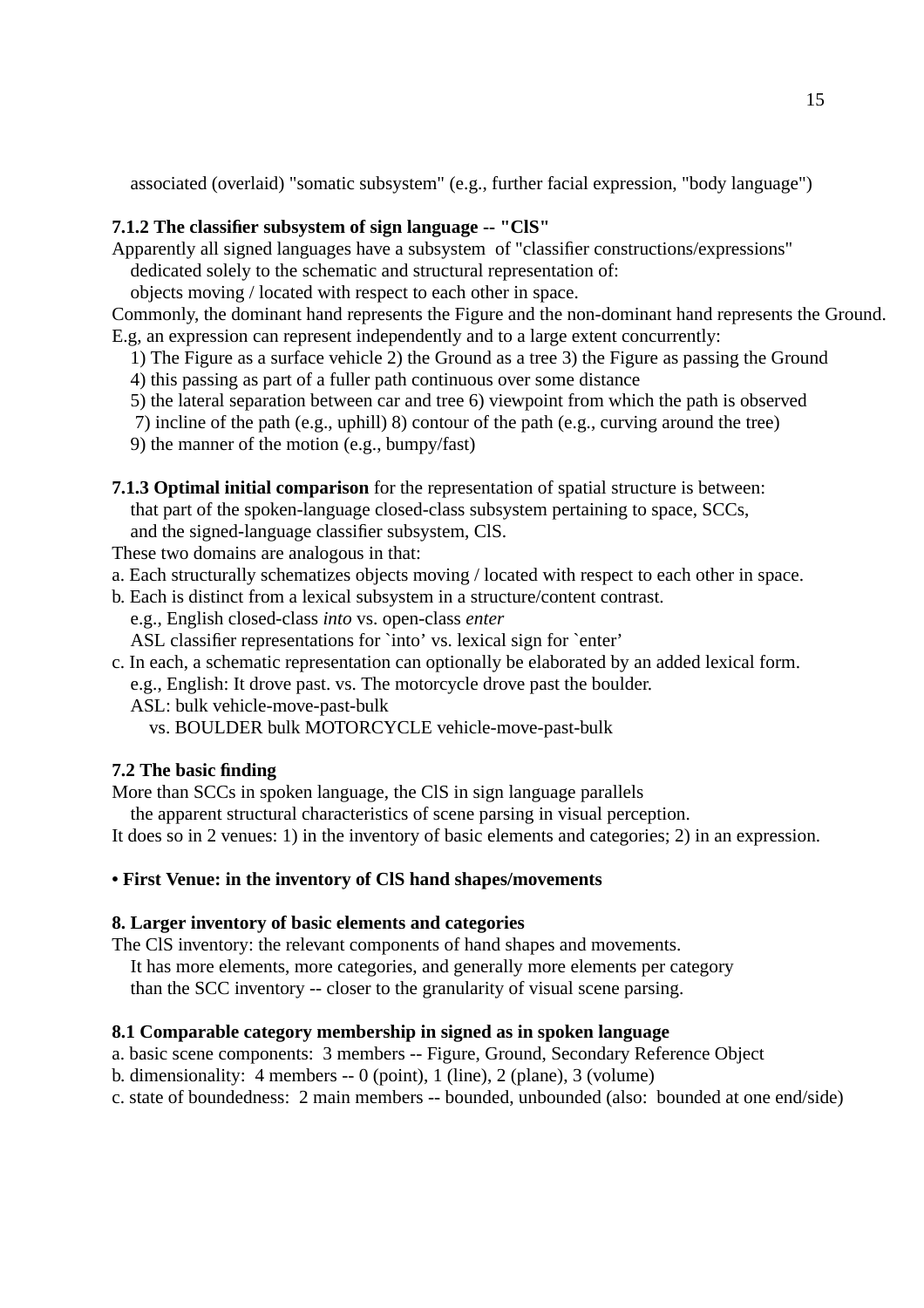associated (overlaid) "somatic subsystem" (e.g., further facial expression, "body language")

**7.1.2 The classifier subsystem of sign language -- "ClS"**

Apparently all signed languages have a subsystem of "classifier constructions/expressions"
dedicated solely to the schematic and structural representation of:
objects moving / located with respect to each other in space.
Commonly, the dominant hand represents the Figure and the non-dominant hand represents the Ground.
E.g, an expression can represent independently and to a large extent concurrently:
1) The Figure as a surface vehicle 2) the Ground as a tree 3) the Figure as passing the Ground
4) this passing as part of a fuller path continuous over some distance
5) the lateral separation between car and tree 6) viewpoint from which the path is observed
7) incline of the path (e.g., uphill) 8) contour of the path (e.g., curving around the tree)
9) the manner of the motion (e.g., bumpy/fast)

**7.1.3 Optimal initial comparison** for the representation of spatial structure is between:
that part of the spoken-language closed-class subsystem pertaining to space, SCCs,
and the signed-language classifier subsystem, ClS.
These two domains are analogous in that:
a. Each structurally schematizes objects moving / located with respect to each other in space.
b. Each is distinct from a lexical subsystem in a structure/content contrast.
e.g., English closed-class *into* vs. open-class *enter*
ASL classifier representations for `into' vs. lexical sign for `enter'
c. In each, a schematic representation can optionally be elaborated by an added lexical form.
e.g., English: It drove past. vs. The motorcycle drove past the boulder.
ASL: bulk vehicle-move-past-bulk
vs. BOULDER bulk MOTORCYCLE vehicle-move-past-bulk

**7.2 The basic finding**

More than SCCs in spoken language, the ClS in sign language parallels
the apparent structural characteristics of scene parsing in visual perception.
It does so in 2 venues: 1) in the inventory of basic elements and categories; 2) in an expression.

**• First Venue: in the inventory of ClS hand shapes/movements**

**8. Larger inventory of basic elements and categories**

The ClS inventory: the relevant components of hand shapes and movements.
It has more elements, more categories, and generally more elements per category
than the SCC inventory -- closer to the granularity of visual scene parsing.

**8.1 Comparable category membership in signed as in spoken language**

a. basic scene components: 3 members -- Figure, Ground, Secondary Reference Object
b. dimensionality: 4 members -- 0 (point), 1 (line), 2 (plane), 3 (volume)
c. state of boundedness: 2 main members -- bounded, unbounded (also: bounded at one end/side)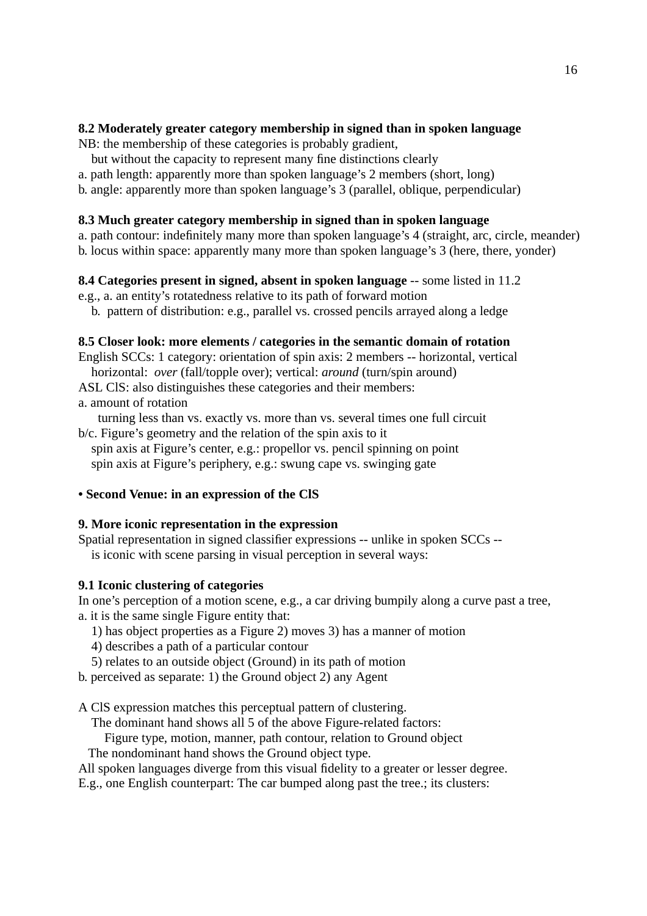**8.2 Moderately greater category membership in signed than in spoken language**

NB: the membership of these categories is probably gradient,
  but without the capacity to represent many fine distinctions clearly

a. path length: apparently more than spoken language's 2 members (short, long)
b. angle: apparently more than spoken language's 3 (parallel, oblique, perpendicular)

**8.3 Much greater category membership in signed than in spoken language**

a. path contour: indefinitely many more than spoken language's 4 (straight, arc, circle, meander)
b. locus within space: apparently many more than spoken language's 3 (here, there, yonder)

**8.4 Categories present in signed, absent in spoken language** -- some listed in 11.2

e.g., a. an entity's rotatedness relative to its path of forward motion
  b. pattern of distribution: e.g., parallel vs. crossed pencils arrayed along a ledge

**8.5 Closer look: more elements / categories in the semantic domain of rotation**

English SCCs: 1 category: orientation of spin axis: 2 members -- horizontal, vertical
  horizontal: *over* (fall/topple over); vertical: *around* (turn/spin around)

ASL ClS: also distinguishes these categories and their members:

a. amount of rotation
  turning less than vs. exactly vs. more than vs. several times one full circuit

b/c. Figure's geometry and the relation of the spin axis to it
  spin axis at Figure's center, e.g.: propellor vs. pencil spinning on point
  spin axis at Figure's periphery, e.g.: swung cape vs. swinging gate

**• Second Venue: in an expression of the ClS**

**9. More iconic representation in the expression**

Spatial representation in signed classifier expressions -- unlike in spoken SCCs --
  is iconic with scene parsing in visual perception in several ways:

**9.1 Iconic clustering of categories**

In one's perception of a motion scene, e.g., a car driving bumpily along a curve past a tree,

a. it is the same single Figure entity that:
  1) has object properties as a Figure 2) moves 3) has a manner of motion
  4) describes a path of a particular contour
  5) relates to an outside object (Ground) in its path of motion

b. perceived as separate: 1) the Ground object 2) any Agent

A ClS expression matches this perceptual pattern of clustering.
  The dominant hand shows all 5 of the above Figure-related factors:
    Figure type, motion, manner, path contour, relation to Ground object
  The nondominant hand shows the Ground object type.

All spoken languages diverge from this visual fidelity to a greater or lesser degree.
E.g., one English counterpart: The car bumped along past the tree.; its clusters: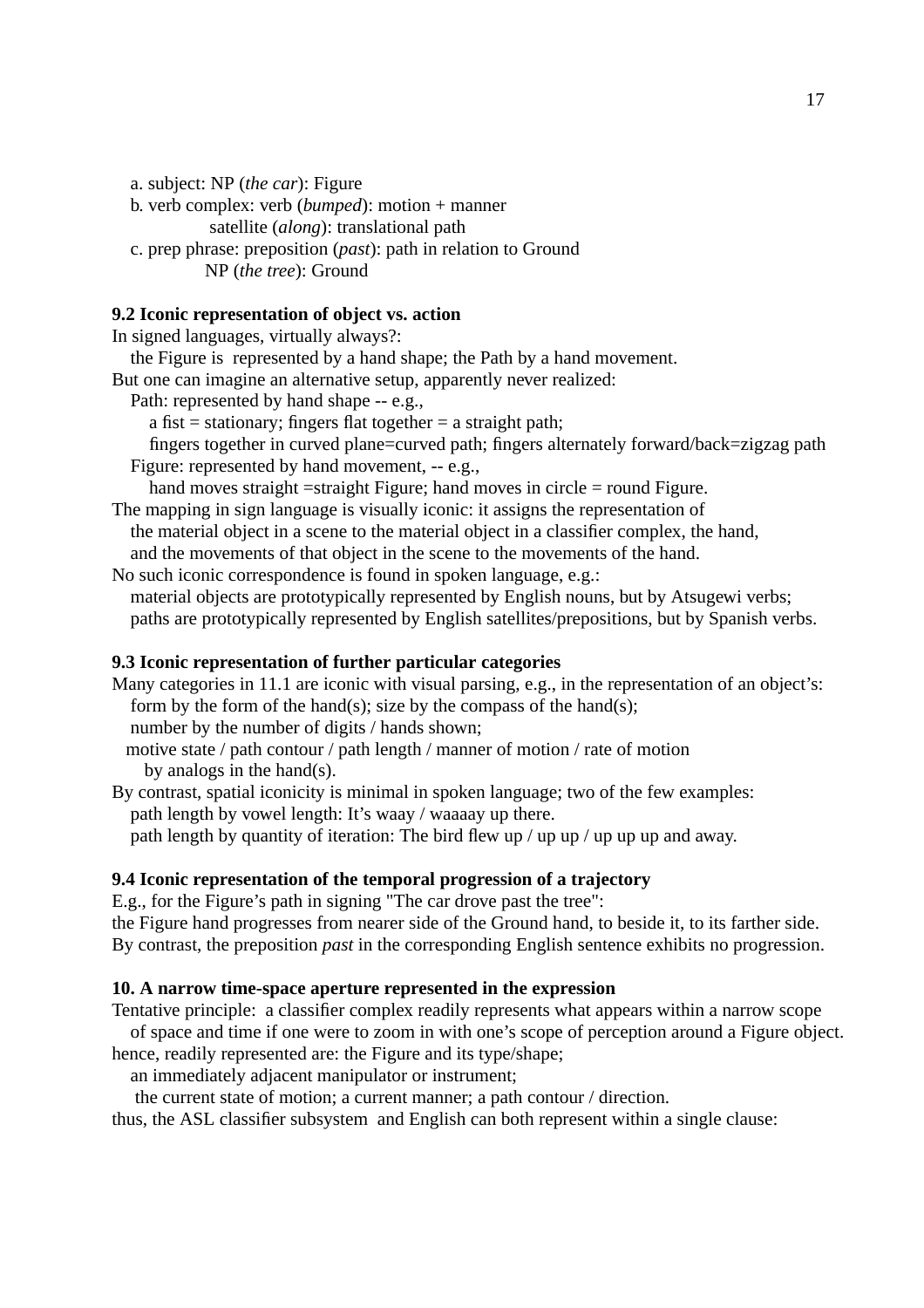a. subject: NP (*the car*): Figure
b. verb complex: verb (*bumped*): motion + manner
    satellite (*along*): translational path
c. prep phrase: preposition (*past*): path in relation to Ground
    NP (*the tree*): Ground

**9.2 Iconic representation of object vs. action**

In signed languages, virtually always?:
  the Figure is represented by a hand shape; the Path by a hand movement.
But one can imagine an alternative setup, apparently never realized:
  Path: represented by hand shape -- e.g.,
    a fist = stationary; fingers flat together = a straight path;
    fingers together in curved plane=curved path; fingers alternately forward/back=zigzag path
  Figure: represented by hand movement, -- e.g.,
    hand moves straight =straight Figure; hand moves in circle = round Figure.
The mapping in sign language is visually iconic: it assigns the representation of
  the material object in a scene to the material object in a classifier complex, the hand,
  and the movements of that object in the scene to the movements of the hand.
No such iconic correspondence is found in spoken language, e.g.:
  material objects are prototypically represented by English nouns, but by Atsugewi verbs;
  paths are prototypically represented by English satellites/prepositions, but by Spanish verbs.

**9.3 Iconic representation of further particular categories**

Many categories in 11.1 are iconic with visual parsing, e.g., in the representation of an object's:
  form by the form of the hand(s); size by the compass of the hand(s);
  number by the number of digits / hands shown;
  motive state / path contour / path length / manner of motion / rate of motion
    by analogs in the hand(s).
By contrast, spatial iconicity is minimal in spoken language; two of the few examples:
  path length by vowel length: It's waay / waaaay up there.
  path length by quantity of iteration: The bird flew up / up up / up up up and away.

**9.4 Iconic representation of the temporal progression of a trajectory**

E.g., for the Figure's path in signing "The car drove past the tree":
the Figure hand progresses from nearer side of the Ground hand, to beside it, to its farther side.
By contrast, the preposition *past* in the corresponding English sentence exhibits no progression.

**10. A narrow time-space aperture represented in the expression**

Tentative principle: a classifier complex readily represents what appears within a narrow scope
  of space and time if one were to zoom in with one's scope of perception around a Figure object.
hence, readily represented are: the Figure and its type/shape;
  an immediately adjacent manipulator or instrument;
  the current state of motion; a current manner; a path contour / direction.
thus, the ASL classifier subsystem and English can both represent within a single clause: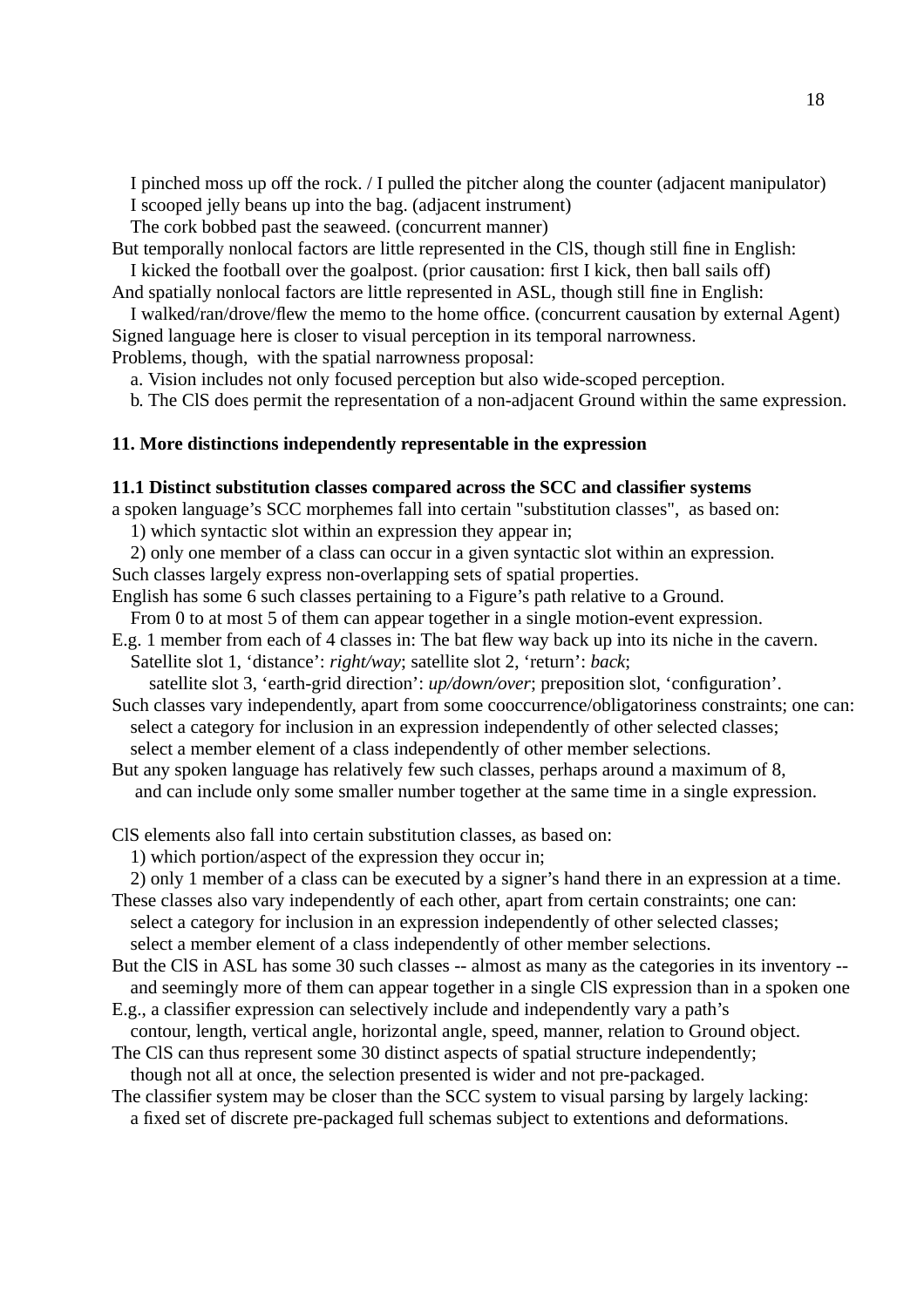I pinched moss up off the rock. / I pulled the pitcher along the counter (adjacent manipulator)
I scooped jelly beans up into the bag. (adjacent instrument)
The cork bobbed past the seaweed. (concurrent manner)

But temporally nonlocal factors are little represented in the ClS, though still fine in English:
I kicked the football over the goalpost. (prior causation: first I kick, then ball sails off)

And spatially nonlocal factors are little represented in ASL, though still fine in English:
I walked/ran/drove/flew the memo to the home office. (concurrent causation by external Agent)

Signed language here is closer to visual perception in its temporal narrowness.

Problems, though, with the spatial narrowness proposal:
a. Vision includes not only focused perception but also wide-scoped perception.
b. The ClS does permit the representation of a non-adjacent Ground within the same expression.

**11. More distinctions independently representable in the expression**

**11.1 Distinct substitution classes compared across the SCC and classifier systems**

a spoken language's SCC morphemes fall into certain "substitution classes", as based on:
1) which syntactic slot within an expression they appear in;
2) only one member of a class can occur in a given syntactic slot within an expression.

Such classes largely express non-overlapping sets of spatial properties.

English has some 6 such classes pertaining to a Figure's path relative to a Ground.
From 0 to at most 5 of them can appear together in a single motion-event expression.

E.g. 1 member from each of 4 classes in: The bat flew way back up into its niche in the cavern.
Satellite slot 1, 'distance': *right/way*; satellite slot 2, 'return': *back*;
satellite slot 3, 'earth-grid direction': *up/down/over*; preposition slot, 'configuration'.

Such classes vary independently, apart from some cooccurrence/obligatoriness constraints; one can:
select a category for inclusion in an expression independently of other selected classes;
select a member element of a class independently of other member selections.

But any spoken language has relatively few such classes, perhaps around a maximum of 8,
and can include only some smaller number together at the same time in a single expression.

ClS elements also fall into certain substitution classes, as based on:
1) which portion/aspect of the expression they occur in;
2) only 1 member of a class can be executed by a signer's hand there in an expression at a time.

These classes also vary independently of each other, apart from certain constraints; one can:
select a category for inclusion in an expression independently of other selected classes;
select a member element of a class independently of other member selections.

But the ClS in ASL has some 30 such classes -- almost as many as the categories in its inventory --
and seemingly more of them can appear together in a single ClS expression than in a spoken one

E.g., a classifier expression can selectively include and independently vary a path's
contour, length, vertical angle, horizontal angle, speed, manner, relation to Ground object.

The ClS can thus represent some 30 distinct aspects of spatial structure independently;
though not all at once, the selection presented is wider and not pre-packaged.

The classifier system may be closer than the SCC system to visual parsing by largely lacking:
a fixed set of discrete pre-packaged full schemas subject to extentions and deformations.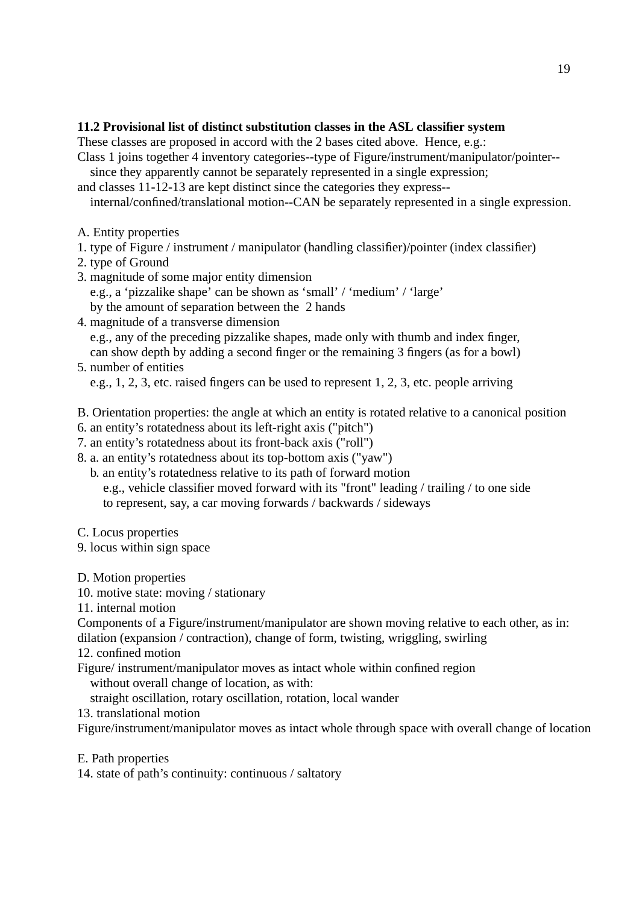### 11.2 Provisional list of distinct substitution classes in the ASL classifier system

These classes are proposed in accord with the 2 bases cited above. Hence, e.g.:
Class 1 joins together 4 inventory categories--type of Figure/instrument/manipulator/pointer--
since they apparently cannot be separately represented in a single expression;
and classes 11-12-13 are kept distinct since the categories they express--
internal/confined/translational motion--CAN be separately represented in a single expression.

A. Entity properties

1. type of Figure / instrument / manipulator (handling classifier)/pointer (index classifier)
2. type of Ground
3. magnitude of some major entity dimension
   e.g., a ‘pizzalike shape’ can be shown as ‘small’ / ‘medium’ / ‘large’
   by the amount of separation between the 2 hands
4. magnitude of a transverse dimension
   e.g., any of the preceding pizzalike shapes, made only with thumb and index finger,
   can show depth by adding a second finger or the remaining 3 fingers (as for a bowl)
5. number of entities
   e.g., 1, 2, 3, etc. raised fingers can be used to represent 1, 2, 3, etc. people arriving

B. Orientation properties: the angle at which an entity is rotated relative to a canonical position

6. an entity’s rotatedness about its left-right axis ("pitch")
7. an entity’s rotatedness about its front-back axis ("roll")
8. a. an entity’s rotatedness about its top-bottom axis ("yaw")
   b. an entity’s rotatedness relative to its path of forward motion
      e.g., vehicle classifier moved forward with its "front" leading / trailing / to one side
      to represent, say, a car moving forwards / backwards / sideways

C. Locus properties

9. locus within sign space

D. Motion properties

10. motive state: moving / stationary
11. internal motion

Components of a Figure/instrument/manipulator are shown moving relative to each other, as in:
dilation (expansion / contraction), change of form, twisting, wriggling, swirling

12. confined motion

Figure/ instrument/manipulator moves as intact whole within confined region
without overall change of location, as with:
straight oscillation, rotary oscillation, rotation, local wander

13. translational motion

Figure/instrument/manipulator moves as intact whole through space with overall change of location

E. Path properties

14. state of path’s continuity: continuous / saltatory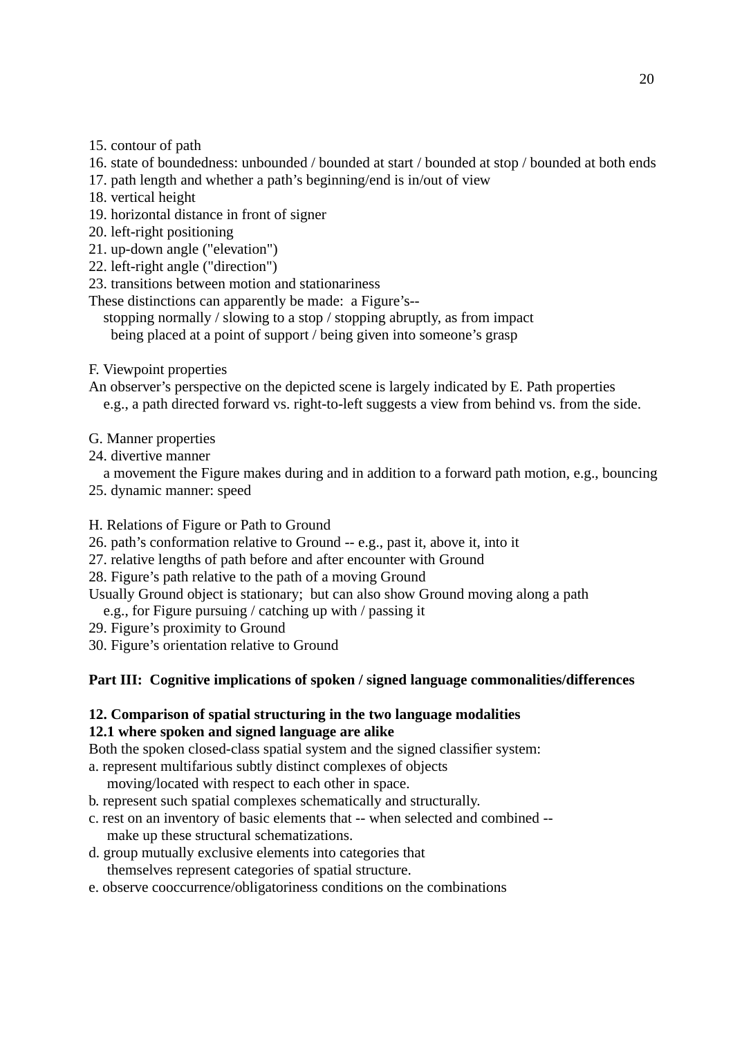15. contour of path
16. state of boundedness: unbounded / bounded at start / bounded at stop / bounded at both ends
17. path length and whether a path's beginning/end is in/out of view
18. vertical height
19. horizontal distance in front of signer
20. left-right positioning
21. up-down angle ("elevation")
22. left-right angle ("direction")
23. transitions between motion and stationariness

These distinctions can apparently be made: a Figure's--
  stopping normally / slowing to a stop / stopping abruptly, as from impact
  being placed at a point of support / being given into someone's grasp

F. Viewpoint properties

An observer's perspective on the depicted scene is largely indicated by E. Path properties
  e.g., a path directed forward vs. right-to-left suggests a view from behind vs. from the side.

G. Manner properties

24. divertive manner
  a movement the Figure makes during and in addition to a forward path motion, e.g., bouncing
25. dynamic manner: speed

H. Relations of Figure or Path to Ground

26. path's conformation relative to Ground -- e.g., past it, above it, into it
27. relative lengths of path before and after encounter with Ground
28. Figure's path relative to the path of a moving Ground

Usually Ground object is stationary; but can also show Ground moving along a path
  e.g., for Figure pursuing / catching up with / passing it

29. Figure's proximity to Ground
30. Figure's orientation relative to Ground

## Part III: Cognitive implications of spoken / signed language commonalities/differences

### 12. Comparison of spatial structuring in the two language modalities

#### 12.1 where spoken and signed language are alike

Both the spoken closed-class spatial system and the signed classifier system:

a. represent multifarious subtly distinct complexes of objects
  moving/located with respect to each other in space.
b. represent such spatial complexes schematically and structurally.
c. rest on an inventory of basic elements that -- when selected and combined --
  make up these structural schematizations.
d. group mutually exclusive elements into categories that
  themselves represent categories of spatial structure.
e. observe cooccurrence/obligatoriness conditions on the combinations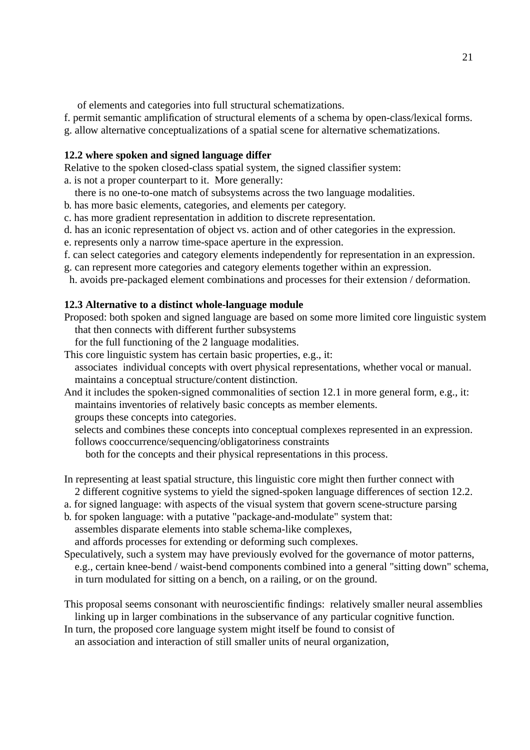of elements and categories into full structural schematizations.

f. permit semantic amplification of structural elements of a schema by open-class/lexical forms.
g. allow alternative conceptualizations of a spatial scene for alternative schematizations.

**12.2 where spoken and signed language differ**

Relative to the spoken closed-class spatial system, the signed classifier system:

a. is not a proper counterpart to it. More generally:
   there is no one-to-one match of subsystems across the two language modalities.
b. has more basic elements, categories, and elements per category.
c. has more gradient representation in addition to discrete representation.
d. has an iconic representation of object vs. action and of other categories in the expression.
e. represents only a narrow time-space aperture in the expression.
f. can select categories and category elements independently for representation in an expression.
g. can represent more categories and category elements together within an expression.
h. avoids pre-packaged element combinations and processes for their extension / deformation.

**12.3 Alternative to a distinct whole-language module**

Proposed: both spoken and signed language are based on some more limited core linguistic system
   that then connects with different further subsystems
   for the full functioning of the 2 language modalities.

This core linguistic system has certain basic properties, e.g., it:
   associates individual concepts with overt physical representations, whether vocal or manual.
   maintains a conceptual structure/content distinction.

And it includes the spoken-signed commonalities of section 12.1 in more general form, e.g., it:
   maintains inventories of relatively basic concepts as member elements.
   groups these concepts into categories.
   selects and combines these concepts into conceptual complexes represented in an expression.
   follows cooccurrence/sequencing/obligatoriness constraints
      both for the concepts and their physical representations in this process.

In representing at least spatial structure, this linguistic core might then further connect with
   2 different cognitive systems to yield the signed-spoken language differences of section 12.2.

a. for signed language: with aspects of the visual system that govern scene-structure parsing
b. for spoken language: with a putative "package-and-modulate" system that:
   assembles disparate elements into stable schema-like complexes,
   and affords processes for extending or deforming such complexes.

Speculatively, such a system may have previously evolved for the governance of motor patterns,
   e.g., certain knee-bend / waist-bend components combined into a general "sitting down" schema,
   in turn modulated for sitting on a bench, on a railing, or on the ground.

This proposal seems consonant with neuroscientific findings: relatively smaller neural assemblies
   linking up in larger combinations in the subservance of any particular cognitive function.

In turn, the proposed core language system might itself be found to consist of
   an association and interaction of still smaller units of neural organization,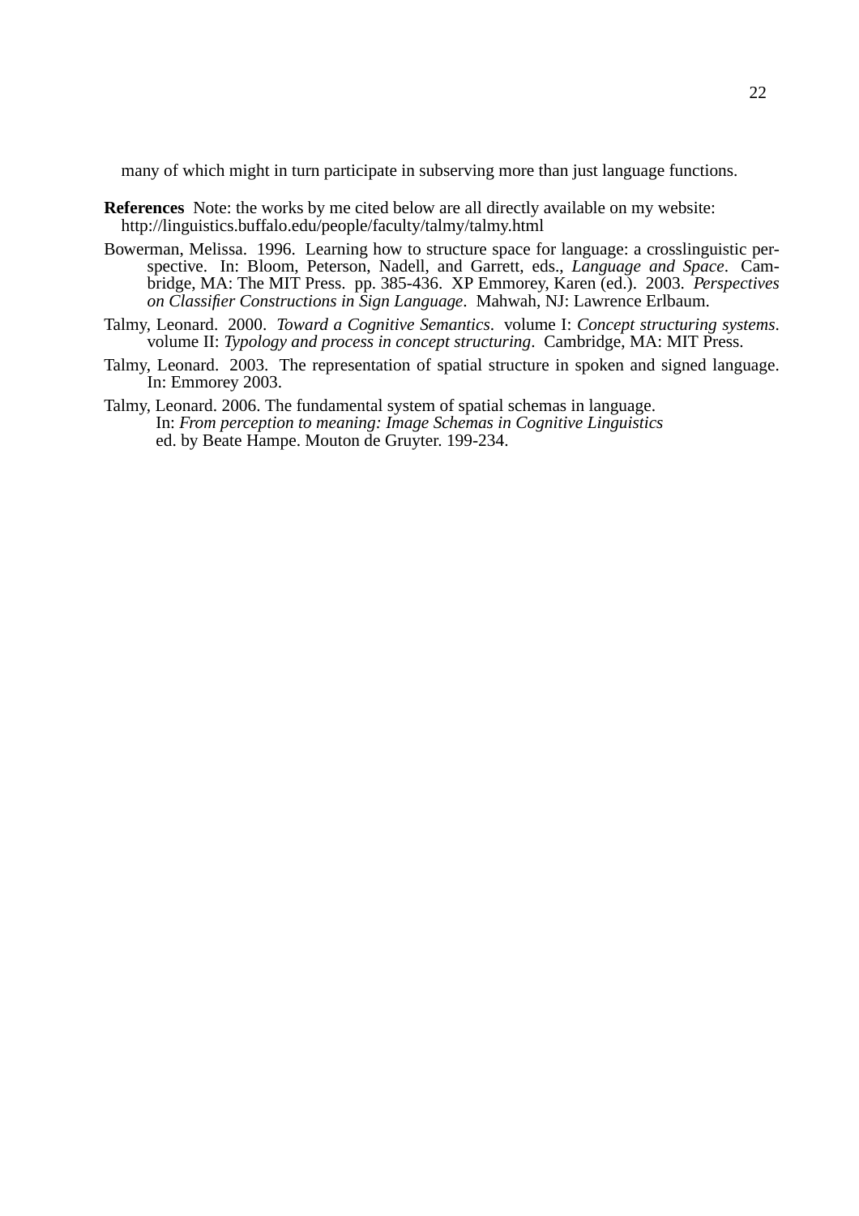many of which might in turn participate in subserving more than just language functions.

**References** Note: the works by me cited below are all directly available on my website: http://linguistics.buffalo.edu/people/faculty/talmy/talmy.html

Bowerman, Melissa. 1996. Learning how to structure space for language: a crosslinguistic perspective. In: Bloom, Peterson, Nadell, and Garrett, eds., *Language and Space*. Cambridge, MA: The MIT Press. pp. 385-436. XP Emmorey, Karen (ed.). 2003. *Perspectives on Classifier Constructions in Sign Language*. Mahwah, NJ: Lawrence Erlbaum.

Talmy, Leonard. 2000. *Toward a Cognitive Semantics*. volume I: *Concept structuring systems*. volume II: *Typology and process in concept structuring*. Cambridge, MA: MIT Press.

Talmy, Leonard. 2003. The representation of spatial structure in spoken and signed language. In: Emmorey 2003.

Talmy, Leonard. 2006. The fundamental system of spatial schemas in language. In: *From perception to meaning: Image Schemas in Cognitive Linguistics* ed. by Beate Hampe. Mouton de Gruyter. 199-234.